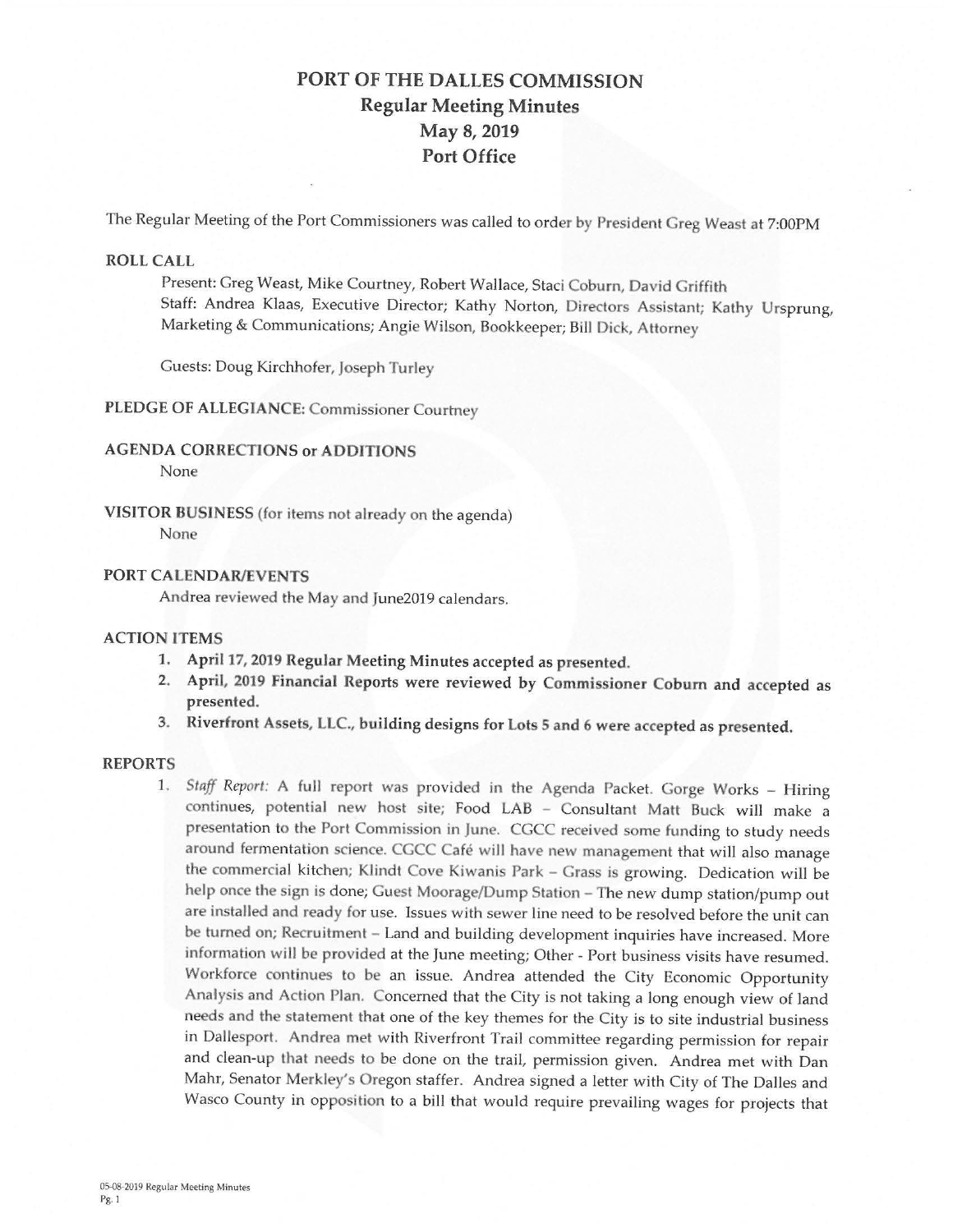# PORT OF THE DALLES COMMISSION

## Regular Meeting Minutes

## May 8, 2019

## Port Office

The Regular Meeting of the Port Commissioners was called to order by President Greg Weast at 7:00PM

**ROLL CALL**

Present: Greg Weast, Mike Courtney, Robert Wallace, Staci Coburn, David Griffith
Staff: Andrea Klaas, Executive Director; Kathy Norton, Directors Assistant; Kathy Ursprung, Marketing & Communications; Angie Wilson, Bookkeeper; Bill Dick, Attorney

Guests: Doug Kirchhofer, Joseph Turley

**PLEDGE OF ALLEGIANCE:** Commissioner Courtney

**AGENDA CORRECTIONS or ADDITIONS**

None

**VISITOR BUSINESS** (for items not already on the agenda)

None

**PORT CALENDAR/EVENTS**

Andrea reviewed the May and June2019 calendars.

**ACTION ITEMS**

1. **April 17, 2019 Regular Meeting Minutes accepted as presented.**
2. **April, 2019 Financial Reports were reviewed by Commissioner Coburn and accepted as presented.**
3. **Riverfront Assets, LLC., building designs for Lots 5 and 6 were accepted as presented.**

**REPORTS**

1. *Staff Report:* A full report was provided in the Agenda Packet. Gorge Works – Hiring continues, potential new host site; Food LAB – Consultant Matt Buck will make a presentation to the Port Commission in June. CGCC received some funding to study needs around fermentation science. CGCC Café will have new management that will also manage the commercial kitchen; Klindt Cove Kiwanis Park – Grass is growing. Dedication will be help once the sign is done; Guest Moorage/Dump Station – The new dump station/pump out are installed and ready for use. Issues with sewer line need to be resolved before the unit can be turned on; Recruitment – Land and building development inquiries have increased. More information will be provided at the June meeting; Other - Port business visits have resumed. Workforce continues to be an issue. Andrea attended the City Economic Opportunity Analysis and Action Plan. Concerned that the City is not taking a long enough view of land needs and the statement that one of the key themes for the City is to site industrial business in Dallesport. Andrea met with Riverfront Trail committee regarding permission for repair and clean-up that needs to be done on the trail, permission given. Andrea met with Dan Mahr, Senator Merkley's Oregon staffer. Andrea signed a letter with City of The Dalles and Wasco County in opposition to a bill that would require prevailing wages for projects that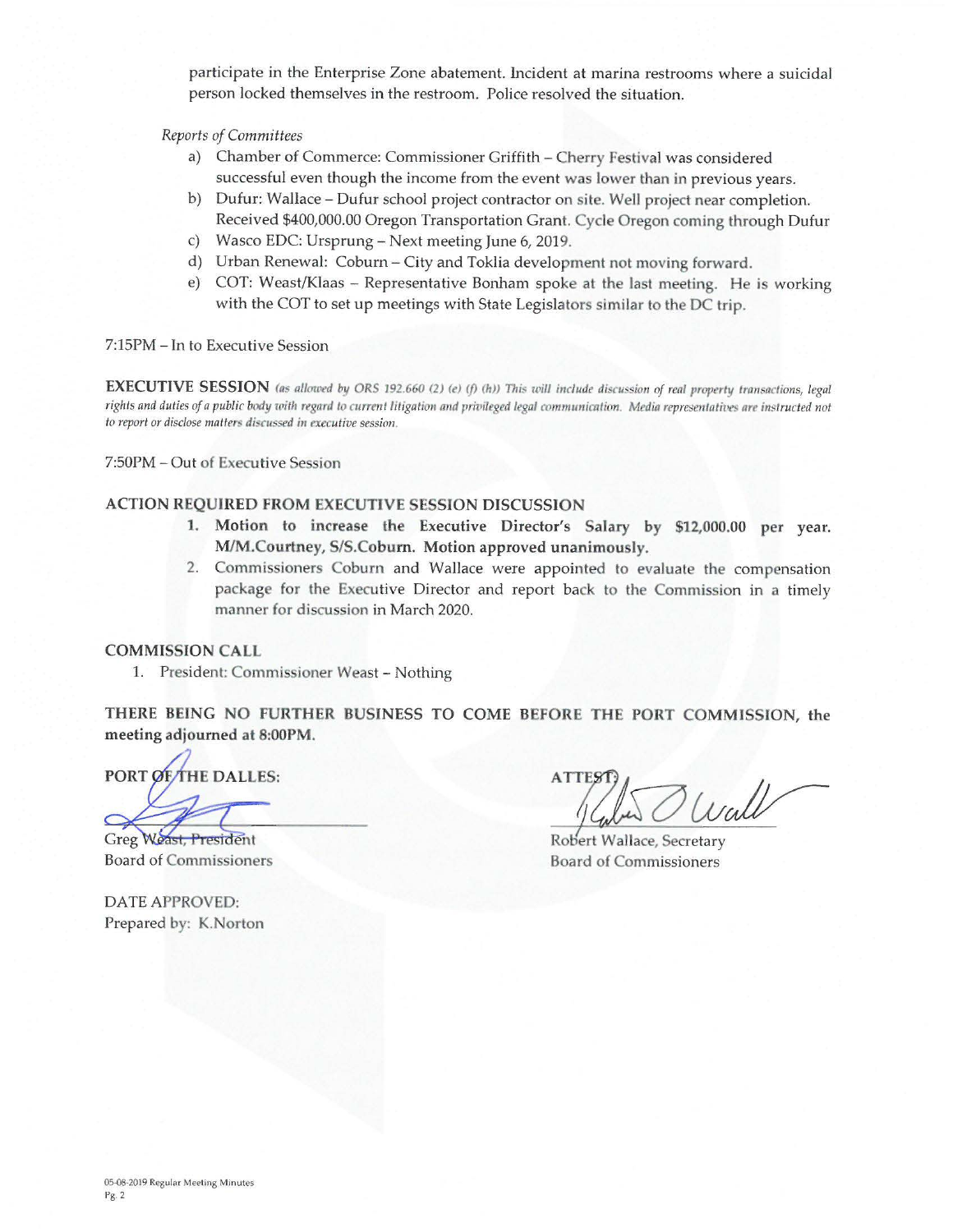participate in the Enterprise Zone abatement. Incident at marina restrooms where a suicidal person locked themselves in the restroom. Police resolved the situation.

*Reports of Committees*

a) Chamber of Commerce: Commissioner Griffith – Cherry Festival was considered successful even though the income from the event was lower than in previous years.
b) Dufur: Wallace – Dufur school project contractor on site. Well project near completion. Received $400,000.00 Oregon Transportation Grant. Cycle Oregon coming through Dufur
c) Wasco EDC: Ursprung – Next meeting June 6, 2019.
d) Urban Renewal: Coburn – City and Toklia development not moving forward.
e) COT: Weast/Klaas – Representative Bonham spoke at the last meeting. He is working with the COT to set up meetings with State Legislators similar to the DC trip.

7:15PM – In to Executive Session

**EXECUTIVE SESSION** *(as allowed by ORS 192.660 (2) (e) (f) (h)) This will include discussion of real property transactions, legal rights and duties of a public body with regard to current litigation and privileged legal communication. Media representatives are instructed not to report or disclose matters discussed in executive session.*

7:50PM – Out of Executive Session

**ACTION REQUIRED FROM EXECUTIVE SESSION DISCUSSION**

1. **Motion to increase the Executive Director's Salary by $12,000.00 per year. M/M.Courtney, S/S.Coburn. Motion approved unanimously.**
2. Commissioners Coburn and Wallace were appointed to evaluate the compensation package for the Executive Director and report back to the Commission in a timely manner for discussion in March 2020.

**COMMISSION CALL**

1. President: Commissioner Weast – Nothing

**THERE BEING NO FURTHER BUSINESS TO COME BEFORE THE PORT COMMISSION, the meeting adjourned at 8:00PM.**

**PORT OF THE DALLES:**

Greg Weast, President
Board of Commissioners

**ATTEST:**

Robert Wallace, Secretary
Board of Commissioners

DATE APPROVED:
Prepared by: K.Norton